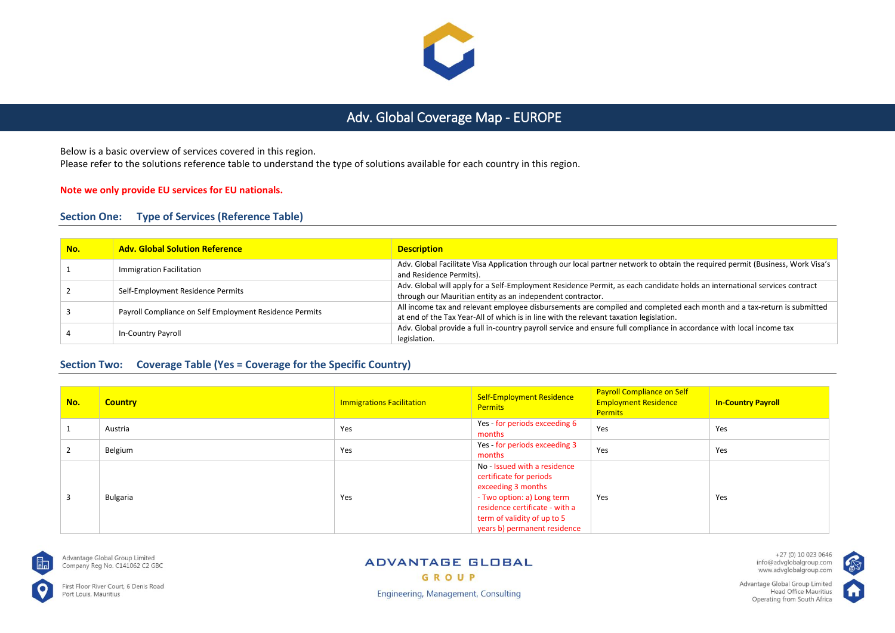# Adv. Global Coverage Map - EUROPE

Below is a basic overview of services covered in this region.
Please refer to the solutions reference table to understand the type of solutions available for each country in this region.

**Note we only provide EU services for EU nationals.**

## Section One: Type of Services (Reference Table)

| No. | Adv. Global Solution Reference | Description |
|---|---|---|
| 1 | Immigration Facilitation | Adv. Global Facilitate Visa Application through our local partner network to obtain the required permit (Business, Work Visa's and Residence Permits). |
| 2 | Self-Employment Residence Permits | Adv. Global will apply for a Self-Employment Residence Permit, as each candidate holds an international services contract through our Mauritian entity as an independent contractor. |
| 3 | Payroll Compliance on Self Employment Residence Permits | All income tax and relevant employee disbursements are compiled and completed each month and a tax-return is submitted at end of the Tax Year-All of which is in line with the relevant taxation legislation. |
| 4 | In-Country Payroll | Adv. Global provide a full in-country payroll service and ensure full compliance in accordance with local income tax legislation. |

## Section Two: Coverage Table (Yes = Coverage for the Specific Country)

| No. | Country | Immigrations Facilitation | Self-Employment Residence Permits | Payroll Compliance on Self Employment Residence Permits | In-Country Payroll |
|---|---|---|---|---|---|
| 1 | Austria | Yes | Yes - for periods exceeding 6 months | Yes | Yes |
| 2 | Belgium | Yes | Yes - for periods exceeding 3 months | Yes | Yes |
| 3 | Bulgaria | Yes | No - Issued with a residence certificate for periods exceeding 3 months - Two option: a) Long term residence certificate - with a term of validity of up to 5 years b) permanent residence | Yes | Yes |

Advantage Global Group Limited
Company Reg No. C141062 C2 GBC

First Floor River Court, 6 Denis Road
Port Louis, Mauritius

ADVANTAGE GLOBAL GROUP
Engineering, Management, Consulting

+27 (0) 10 023 0646
info@advglobalgroup.com
www.advglobalgroup.com

Advantage Global Group Limited
Head Office Mauritius
Operating from South Africa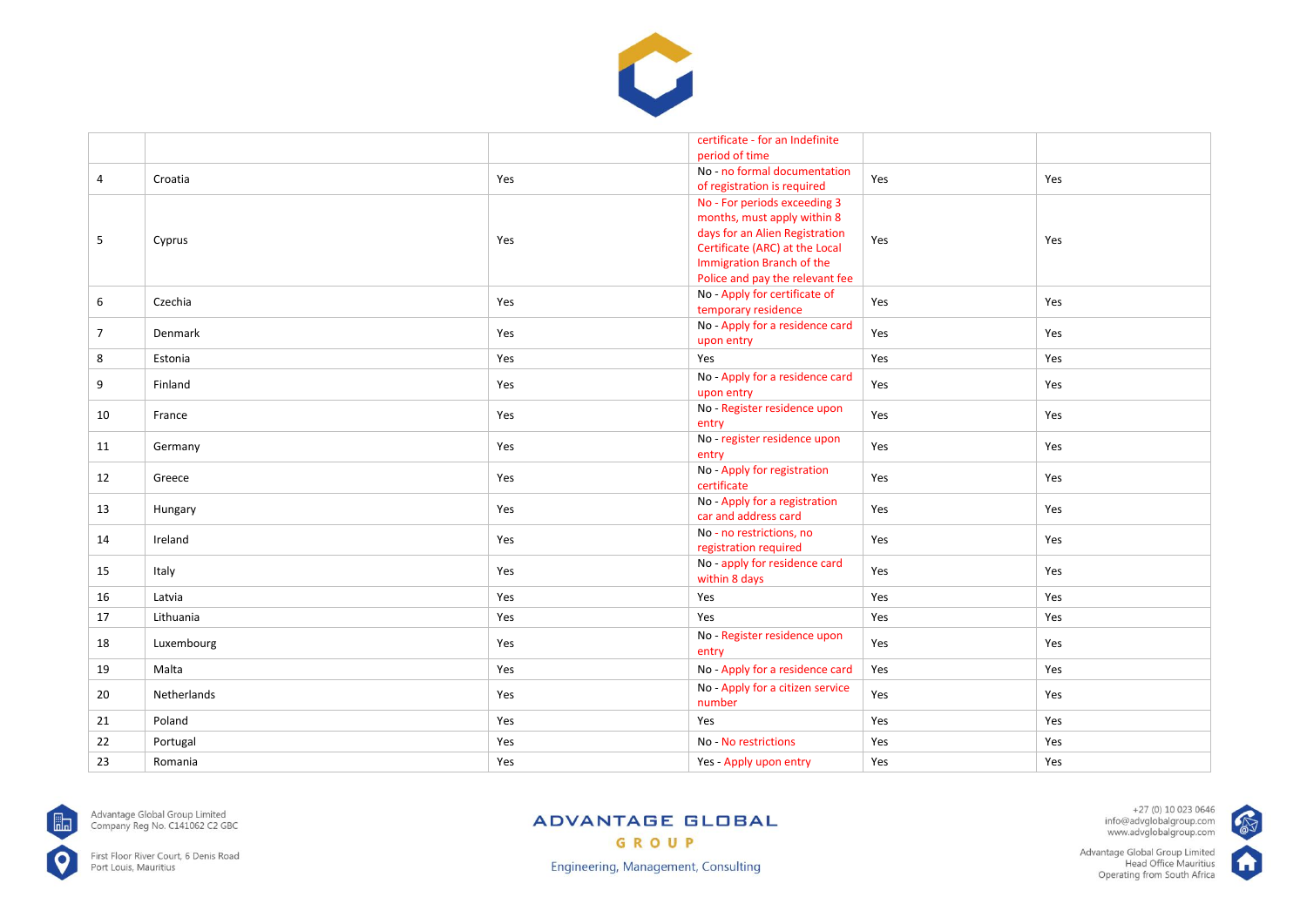| | | | | | |
|---|---|---|---|---|---|
| | | | certificate - for an Indefinite period of time | | |
| 4 | Croatia | Yes | No - no formal documentation of registration is required | Yes | Yes |
| 5 | Cyprus | Yes | No - For periods exceeding 3 months, must apply within 8 days for an Alien Registration Certificate (ARC) at the Local Immigration Branch of the Police and pay the relevant fee | Yes | Yes |
| 6 | Czechia | Yes | No - Apply for certificate of temporary residence | Yes | Yes |
| 7 | Denmark | Yes | No - Apply for a residence card upon entry | Yes | Yes |
| 8 | Estonia | Yes | Yes | Yes | Yes |
| 9 | Finland | Yes | No - Apply for a residence card upon entry | Yes | Yes |
| 10 | France | Yes | No - Register residence upon entry | Yes | Yes |
| 11 | Germany | Yes | No - register residence upon entry | Yes | Yes |
| 12 | Greece | Yes | No - Apply for registration certificate | Yes | Yes |
| 13 | Hungary | Yes | No - Apply for a registration car and address card | Yes | Yes |
| 14 | Ireland | Yes | No - no restrictions, no registration required | Yes | Yes |
| 15 | Italy | Yes | No - apply for residence card within 8 days | Yes | Yes |
| 16 | Latvia | Yes | Yes | Yes | Yes |
| 17 | Lithuania | Yes | Yes | Yes | Yes |
| 18 | Luxembourg | Yes | No - Register residence upon entry | Yes | Yes |
| 19 | Malta | Yes | No - Apply for a residence card | Yes | Yes |
| 20 | Netherlands | Yes | No - Apply for a citizen service number | Yes | Yes |
| 21 | Poland | Yes | Yes | Yes | Yes |
| 22 | Portugal | Yes | No - No restrictions | Yes | Yes |
| 23 | Romania | Yes | Yes - Apply upon entry | Yes | Yes |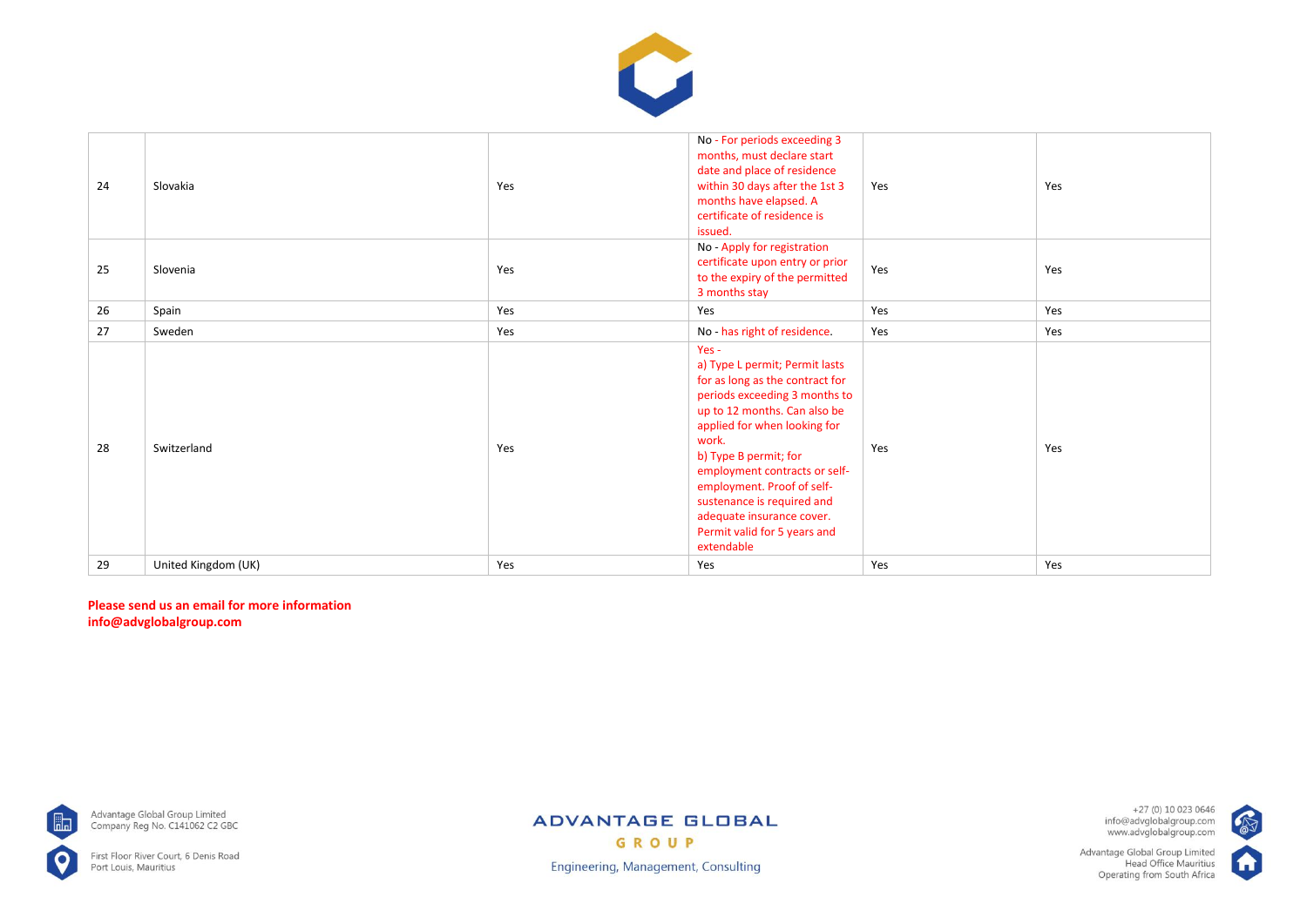| | | | | | |
|---|---|---|---|---|---|
| 24 | Slovakia | Yes | No - For periods exceeding 3 months, must declare start date and place of residence within 30 days after the 1st 3 months have elapsed. A certificate of residence is issued. | Yes | Yes |
| 25 | Slovenia | Yes | No - Apply for registration certificate upon entry or prior to the expiry of the permitted 3 months stay | Yes | Yes |
| 26 | Spain | Yes | Yes | Yes | Yes |
| 27 | Sweden | Yes | No - has right of residence. | Yes | Yes |
| 28 | Switzerland | Yes | Yes - a) Type L permit; Permit lasts for as long as the contract for periods exceeding 3 months to up to 12 months. Can also be applied for when looking for work. b) Type B permit; for employment contracts or self-employment. Proof of self-sustenance is required and adequate insurance cover. Permit valid for 5 years and extendable | Yes | Yes |
| 29 | United Kingdom (UK) | Yes | Yes | Yes | Yes |

**Please send us an email for more information**
**info@advglobalgroup.com**